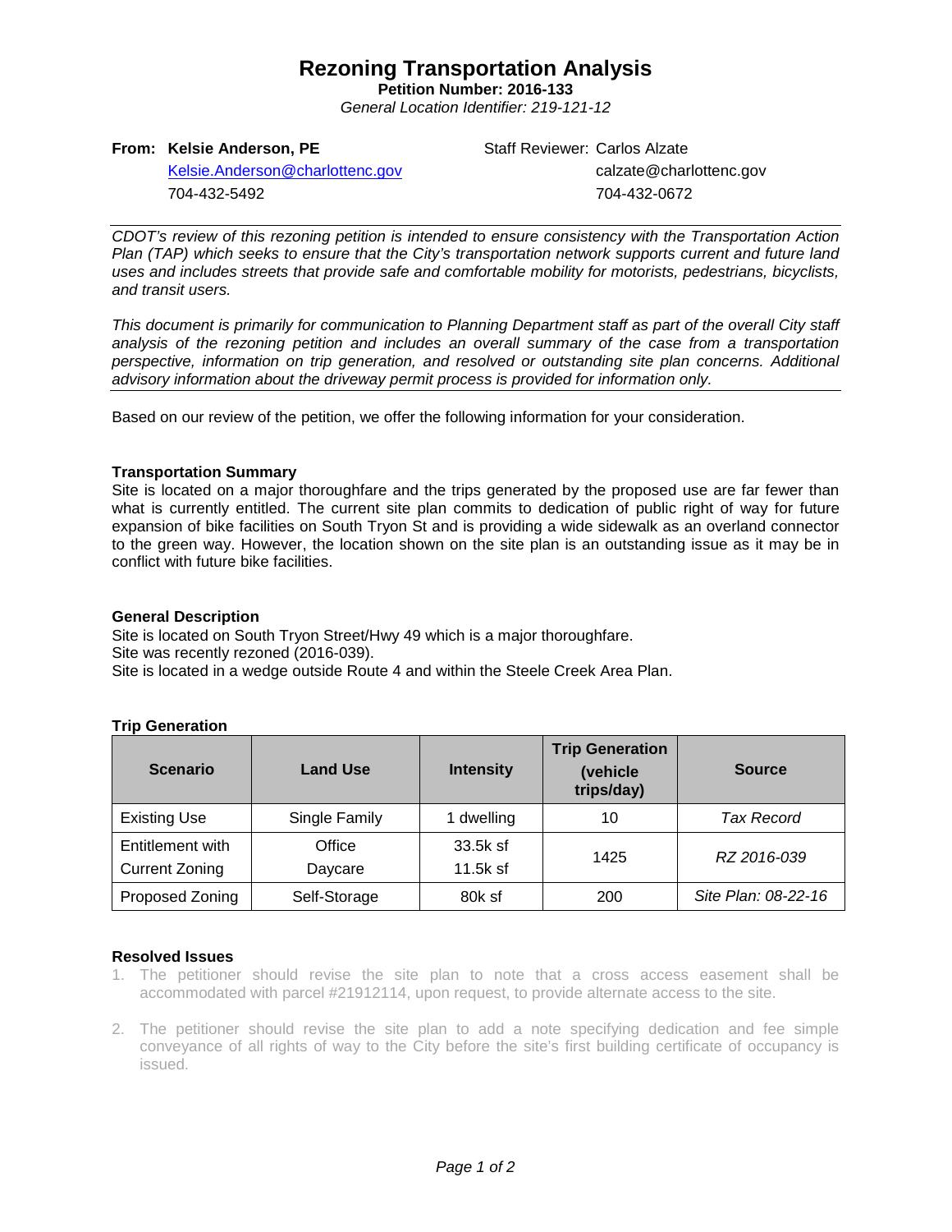# Rezoning Transportation Analysis

**Petition Number: 2016-133**

*General Location Identifier: 219-121-12*

**From: Kelsie Anderson, PE**
Kelsie.Anderson@charlottenc.gov
704-432-5492

Staff Reviewer: Carlos Alzate
calzate@charlottenc.gov
704-432-0672

---

*CDOT's review of this rezoning petition is intended to ensure consistency with the Transportation Action Plan (TAP) which seeks to ensure that the City's transportation network supports current and future land uses and includes streets that provide safe and comfortable mobility for motorists, pedestrians, bicyclists, and transit users.*

*This document is primarily for communication to Planning Department staff as part of the overall City staff analysis of the rezoning petition and includes an overall summary of the case from a transportation perspective, information on trip generation, and resolved or outstanding site plan concerns. Additional advisory information about the driveway permit process is provided for information only.*

---

Based on our review of the petition, we offer the following information for your consideration.

### Transportation Summary

Site is located on a major thoroughfare and the trips generated by the proposed use are far fewer than what is currently entitled. The current site plan commits to dedication of public right of way for future expansion of bike facilities on South Tryon St and is providing a wide sidewalk as an overland connector to the green way. However, the location shown on the site plan is an outstanding issue as it may be in conflict with future bike facilities.

### General Description

Site is located on South Tryon Street/Hwy 49 which is a major thoroughfare.
Site was recently rezoned (2016-039).
Site is located in a wedge outside Route 4 and within the Steele Creek Area Plan.

### Trip Generation

| Scenario | Land Use | Intensity | Trip Generation (vehicle trips/day) | Source |
|---|---|---|---|---|
| Existing Use | Single Family | 1 dwelling | 10 | *Tax Record* |
| Entitlement with Current Zoning | Office<br>Daycare | 33.5k sf<br>11.5k sf | 1425 | *RZ 2016-039* |
| Proposed Zoning | Self-Storage | 80k sf | 200 | *Site Plan: 08-22-16* |

### Resolved Issues

1. The petitioner should revise the site plan to note that a cross access easement shall be accommodated with parcel #21912114, upon request, to provide alternate access to the site.
2. The petitioner should revise the site plan to add a note specifying dedication and fee simple conveyance of all rights of way to the City before the site's first building certificate of occupancy is issued.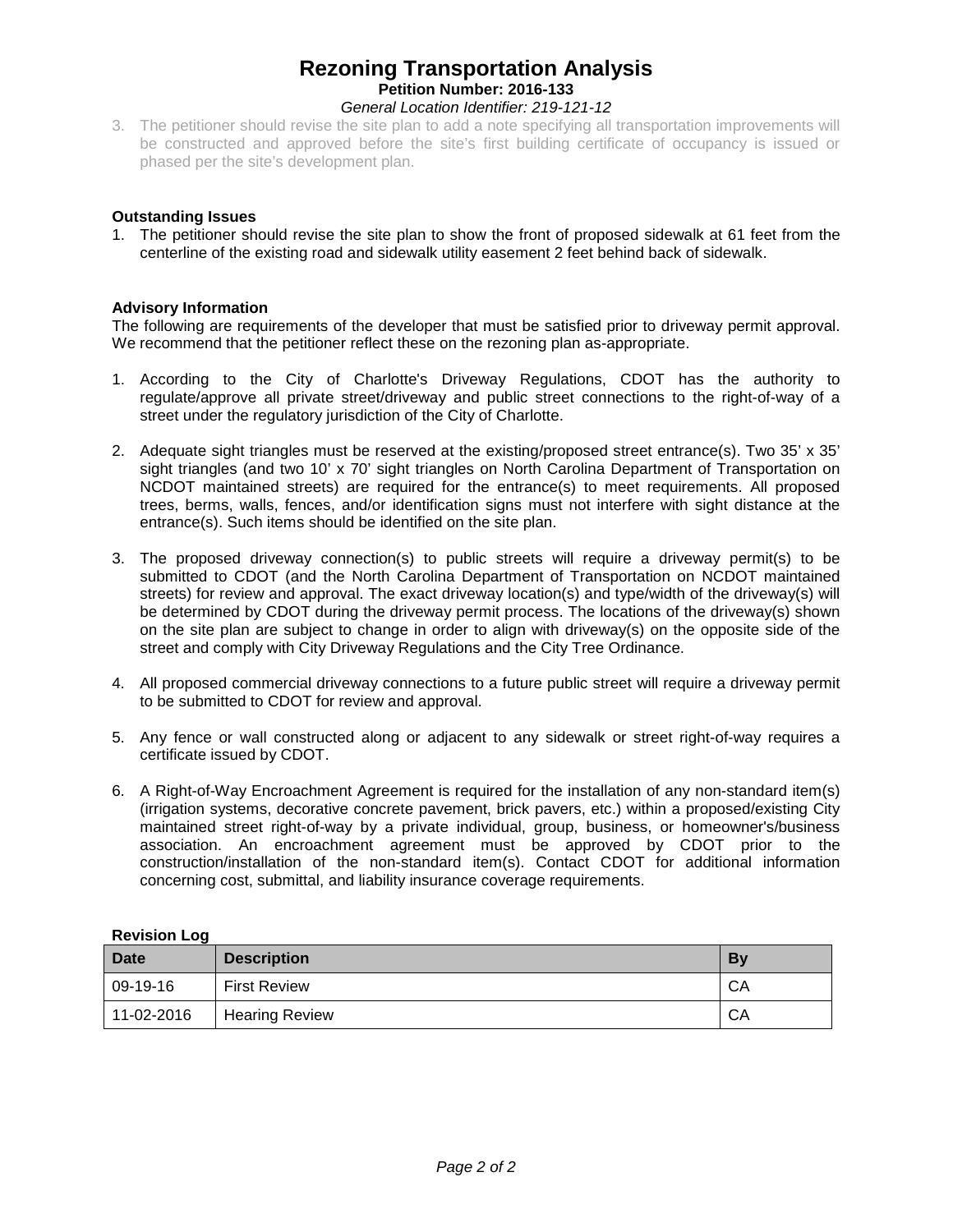3. The petitioner should revise the site plan to add a note specifying all transportation improvements will be constructed and approved before the site's first building certificate of occupancy is issued or phased per the site's development plan.

**Outstanding Issues**

1. The petitioner should revise the site plan to show the front of proposed sidewalk at 61 feet from the centerline of the existing road and sidewalk utility easement 2 feet behind back of sidewalk.

**Advisory Information**

The following are requirements of the developer that must be satisfied prior to driveway permit approval. We recommend that the petitioner reflect these on the rezoning plan as-appropriate.

1. According to the City of Charlotte's Driveway Regulations, CDOT has the authority to regulate/approve all private street/driveway and public street connections to the right-of-way of a street under the regulatory jurisdiction of the City of Charlotte.

2. Adequate sight triangles must be reserved at the existing/proposed street entrance(s). Two 35' x 35' sight triangles (and two 10' x 70' sight triangles on North Carolina Department of Transportation on NCDOT maintained streets) are required for the entrance(s) to meet requirements. All proposed trees, berms, walls, fences, and/or identification signs must not interfere with sight distance at the entrance(s). Such items should be identified on the site plan.

3. The proposed driveway connection(s) to public streets will require a driveway permit(s) to be submitted to CDOT (and the North Carolina Department of Transportation on NCDOT maintained streets) for review and approval. The exact driveway location(s) and type/width of the driveway(s) will be determined by CDOT during the driveway permit process. The locations of the driveway(s) shown on the site plan are subject to change in order to align with driveway(s) on the opposite side of the street and comply with City Driveway Regulations and the City Tree Ordinance.

4. All proposed commercial driveway connections to a future public street will require a driveway permit to be submitted to CDOT for review and approval.

5. Any fence or wall constructed along or adjacent to any sidewalk or street right-of-way requires a certificate issued by CDOT.

6. A Right-of-Way Encroachment Agreement is required for the installation of any non-standard item(s) (irrigation systems, decorative concrete pavement, brick pavers, etc.) within a proposed/existing City maintained street right-of-way by a private individual, group, business, or homeowner's/business association. An encroachment agreement must be approved by CDOT prior to the construction/installation of the non-standard item(s). Contact CDOT for additional information concerning cost, submittal, and liability insurance coverage requirements.

**Revision Log**

| Date | Description | By |
|---|---|---|
| 09-19-16 | First Review | CA |
| 11-02-2016 | Hearing Review | CA |